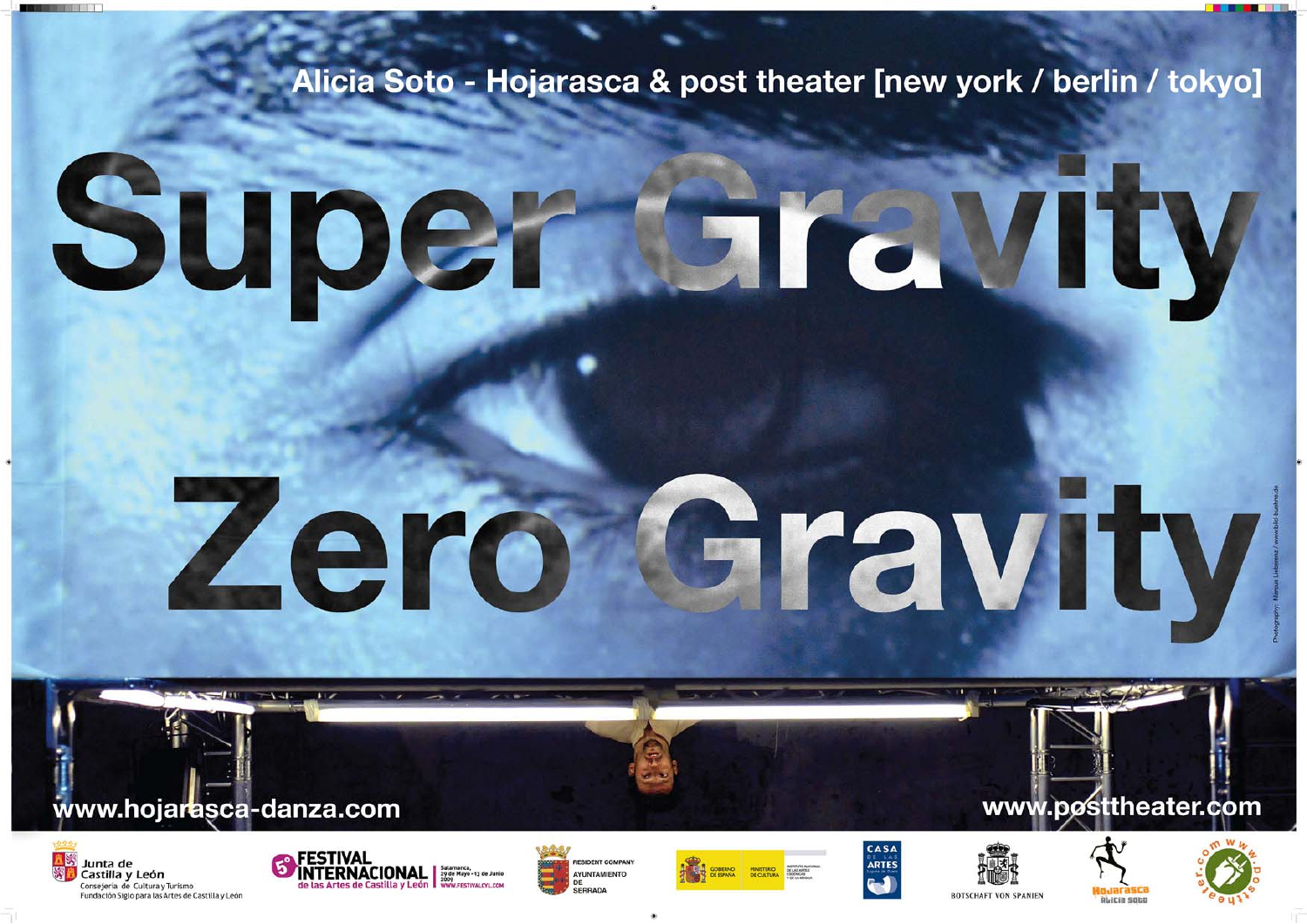Alicia Soto - Hojarasca & post theater [new york / berlin / tokyo]

# Super Gravity

# Zero Gravity

www.hojarasca-danza.com

www.posttheater.com

Photography: Marcus Lieberenz / www.bild-buehne.de

Junta de Castilla y León
Consejería de Cultura y Turismo
Fundación Siglo para las Artes de Castilla y León

5º FESTIVAL INTERNACIONAL de las Artes de Castilla y León | Salamanca, 29 de Mayo - 13 de Junio 2009 WWW.FESTIVALCYL.COM

RESIDENT COMPANY AYUNTAMIENTO DE SERRADA

GOBIERNO DE ESPAÑA | MINISTERIO DE CULTURA | INSTITUTO NACIONAL DE LAS ARTES ESCÉNICAS Y DE LA MÚSICA

CASA DE LAS ARTES

BOTSCHAFT VON SPANIEN

Hojarasca Alicia Soto

www.posttheater.com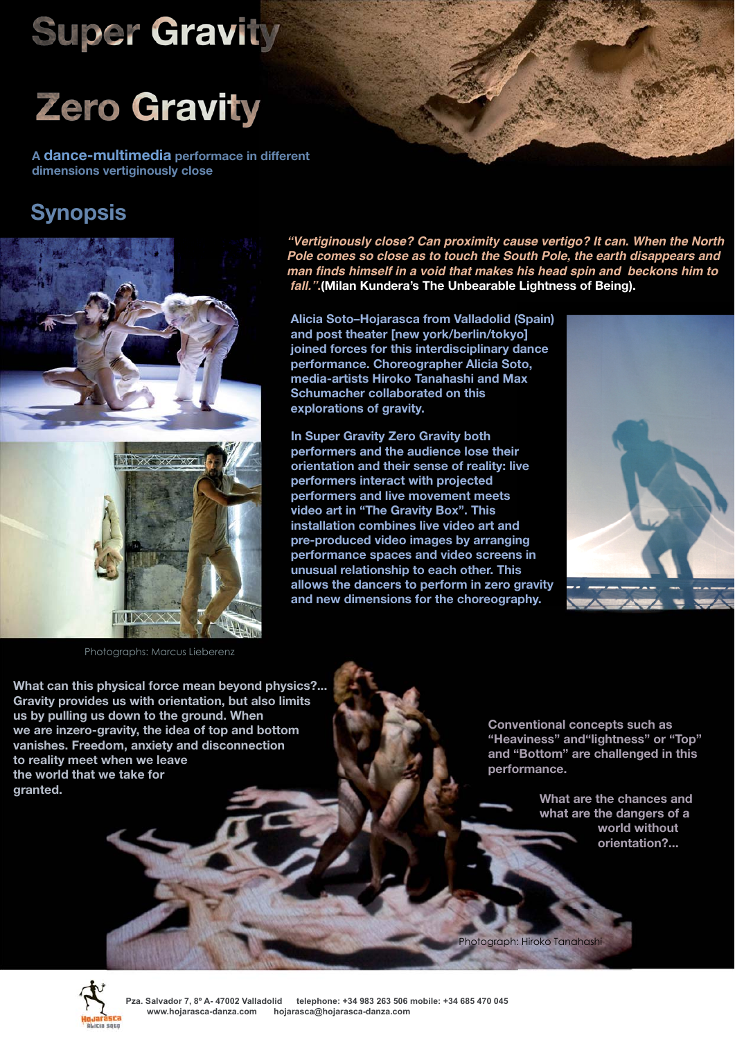# Super Gravity

# Zero Gravity

A **dance-multimedia** performace in different dimensions vertiginously close

## Synopsis

*"Vertiginously close? Can proximity cause vertigo? It can. When the North Pole comes so close as to touch the South Pole, the earth disappears and man finds himself in a void that makes his head spin and beckons him to fall."*.**(Milan Kundera's The Unbearable Lightness of Being).**

Alicia Soto–Hojarasca from Valladolid (Spain) and post theater [new york/berlin/tokyo] joined forces for this interdisciplinary dance performance. Choreographer Alicia Soto, media-artists Hiroko Tanahashi and Max Schumacher collaborated on this explorations of gravity.

In Super Gravity Zero Gravity both performers and the audience lose their orientation and their sense of reality: live performers interact with projected performers and live movement meets video art in "The Gravity Box". This installation combines live video art and pre-produced video images by arranging performance spaces and video screens in unusual relationship to each other. This allows the dancers to perform in zero gravity and new dimensions for the choreography.

Photographs: Marcus Lieberenz

What can this physical force mean beyond physics?... Gravity provides us with orientation, but also limits us by pulling us down to the ground. When we are inzero-gravity, the idea of top and bottom vanishes. Freedom, anxiety and disconnection to reality meet when we leave the world that we take for granted.

Conventional concepts such as "Heaviness" and"lightness" or "Top" and "Bottom" are challenged in this performance.

What are the chances and what are the dangers of a world without orientation?...

Photograph: Hiroko Tanahashi

Pza. Salvador 7, 8º A- 47002 Valladolid telephone: +34 983 263 506 mobile: +34 685 470 045
www.hojarasca-danza.com hojarasca@hojarasca-danza.com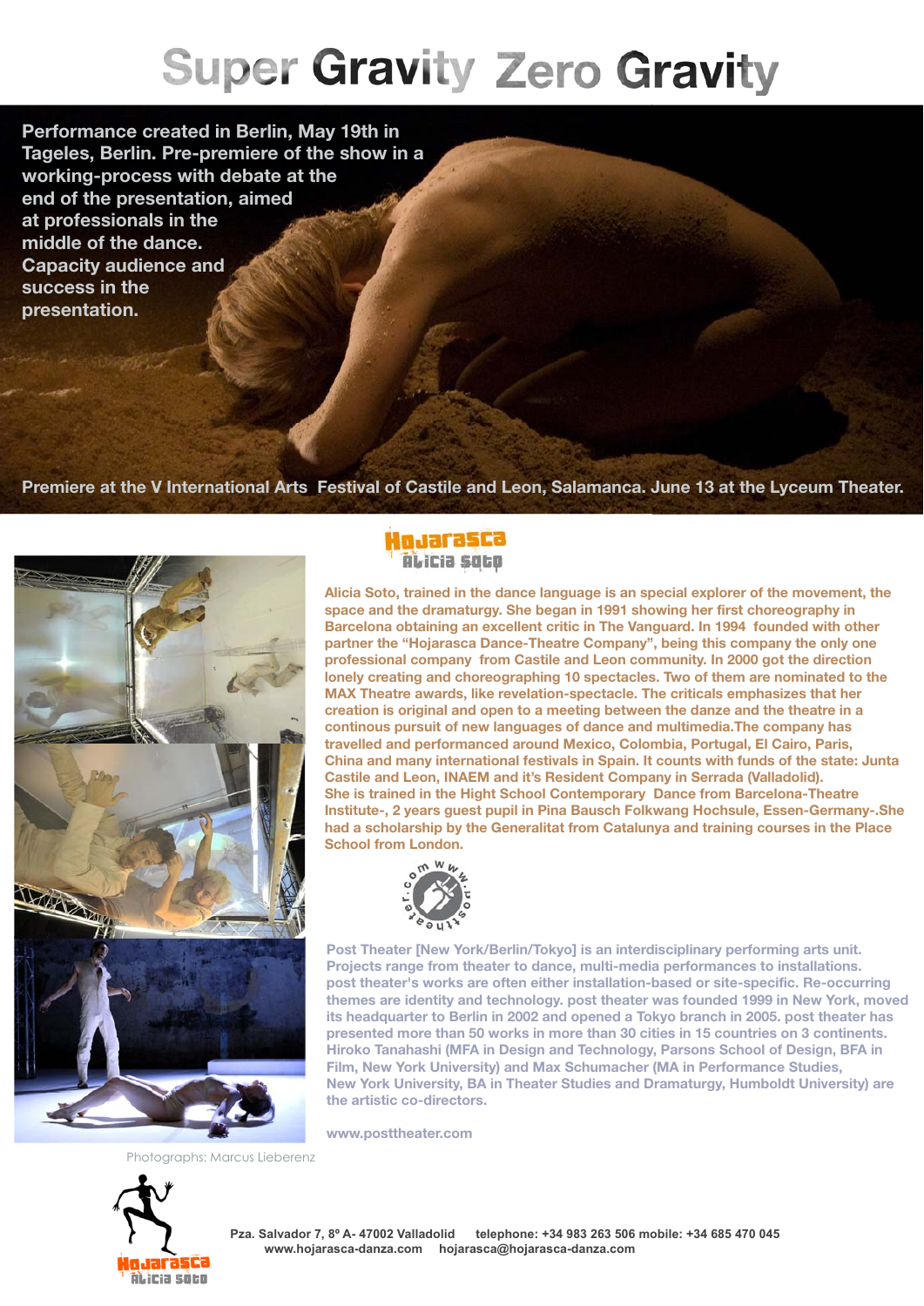# Super Gravity Zero Gravity

**Performance created in Berlin, May 19th in Tageles, Berlin. Pre-premiere of the show in a working-process with debate at the end of the presentation, aimed at professionals in the middle of the dance. Capacity audience and success in the presentation.**

**Premiere at the V International Arts Festival of Castile and Leon, Salamanca. June 13 at the Lyceum Theater.**

Hojarasca
Alicia Soto

Alicia Soto, trained in the dance language is an special explorer of the movement, the space and the dramaturgy. She began in 1991 showing her first choreography in Barcelona obtaining an excellent critic in The Vanguard. In 1994 founded with other partner the "Hojarasca Dance-Theatre Company", being this company the only one professional company from Castile and Leon community. In 2000 got the direction lonely creating and choreographing 10 spectacles. Two of them are nominated to the MAX Theatre awards, like revelation-spectacle. The criticals emphasizes that her creation is original and open to a meeting between the danze and the theatre in a continous pursuit of new languages of dance and multimedia.The company has travelled and performanced around Mexico, Colombia, Portugal, El Cairo, Paris, China and many international festivals in Spain. It counts with funds of the state: Junta Castile and Leon, INAEM and it's Resident Company in Serrada (Valladolid).
She is trained in the Hight School Contemporary Dance from Barcelona-Theatre Institute-, 2 years guest pupil in Pina Bausch Folkwang Hochsule, Essen-Germany-.She had a scholarship by the Generalitat from Catalunya and training courses in the Place School from London.

www.posttheater.com

Post Theater [New York/Berlin/Tokyo] is an interdisciplinary performing arts unit. Projects range from theater to dance, multi-media performances to installations. post theater's works are often either installation-based or site-specific. Re-occurring themes are identity and technology. post theater was founded 1999 in New York, moved its headquarter to Berlin in 2002 and opened a Tokyo branch in 2005. post theater has presented more than 50 works in more than 30 cities in 15 countries on 3 continents. Hiroko Tanahashi (MFA in Design and Technology, Parsons School of Design, BFA in Film, New York University) and Max Schumacher (MA in Performance Studies, New York University, BA in Theater Studies and Dramaturgy, Humboldt University) are the artistic co-directors.

www.posttheater.com

Photographs: Marcus Lieberenz

Hojarasca
Alicia Soto

**Pza. Salvador 7, 8º A- 47002 Valladolid telephone: +34 983 263 506 mobile: +34 685 470 045**
**www.hojarasca-danza.com hojarasca@hojarasca-danza.com**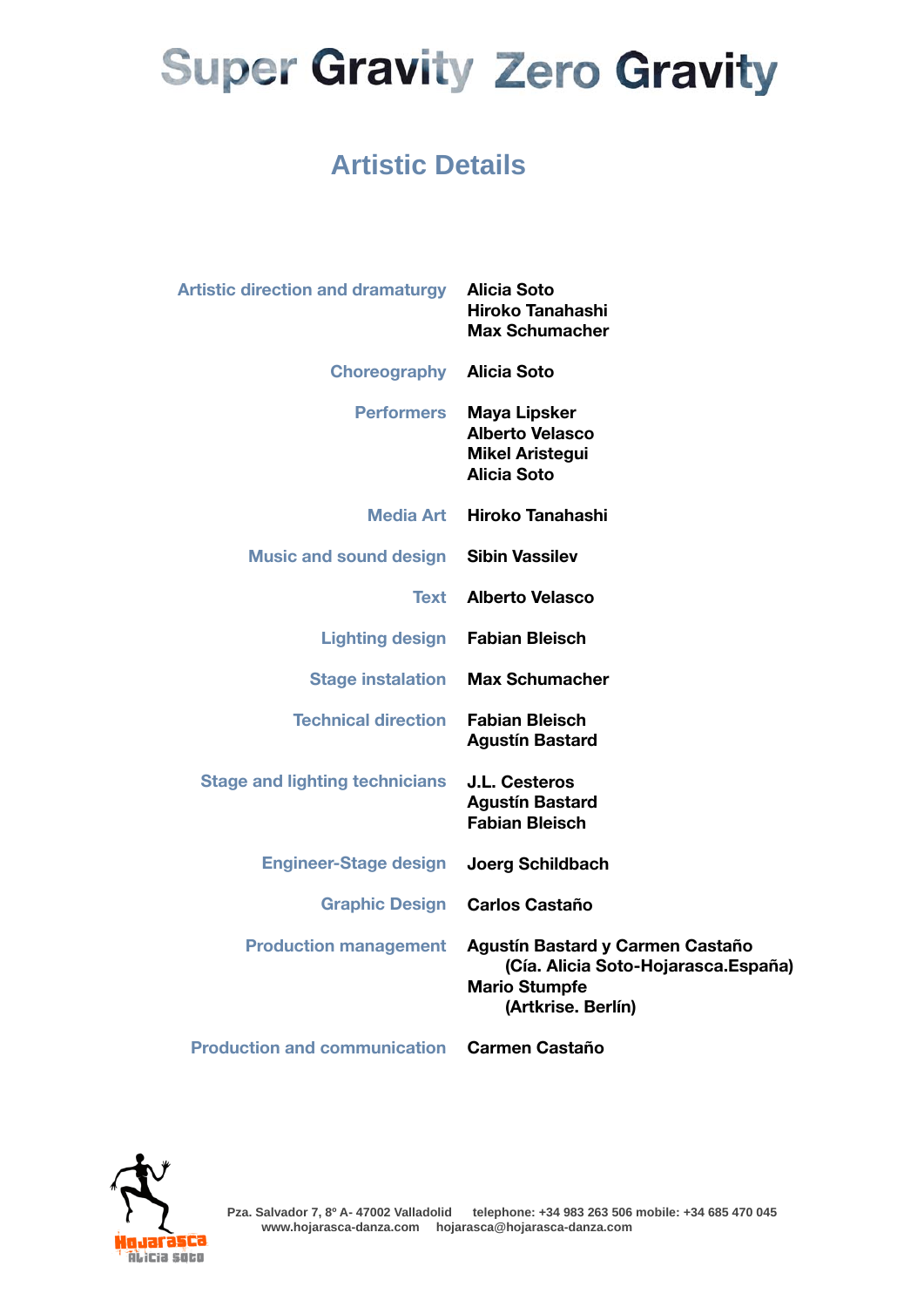# Super Gravity Zero Gravity

## Artistic Details

| | |
|---|---|
| Artistic direction and dramaturgy | **Alicia Soto**<br>**Hiroko Tanahashi**<br>**Max Schumacher** |
| Choreography | **Alicia Soto** |
| Performers | **Maya Lipsker**<br>**Alberto Velasco**<br>**Mikel Aristegui**<br>**Alicia Soto** |
| Media Art | **Hiroko Tanahashi** |
| Music and sound design | **Sibin Vassilev** |
| Text | **Alberto Velasco** |
| Lighting design | **Fabian Bleisch** |
| Stage instalation | **Max Schumacher** |
| Technical direction | **Fabian Bleisch**<br>**Agustín Bastard** |
| Stage and lighting technicians | **J.L. Cesteros**<br>**Agustín Bastard**<br>**Fabian Bleisch** |
| Engineer-Stage design | **Joerg Schildbach** |
| Graphic Design | **Carlos Castaño** |
| Production management | **Agustín Bastard y Carmen Castaño**<br>**(Cía. Alicia Soto-Hojarasca.España)**<br>**Mario Stumpfe**<br>**(Artkrise. Berlín)** |
| Production and communication | **Carmen Castaño** |

Hojarasca Alicia Soto

**Pza. Salvador 7, 8º A- 47002 Valladolid telephone: +34 983 263 506 mobile: +34 685 470 045**
**www.hojarasca-danza.com hojarasca@hojarasca-danza.com**